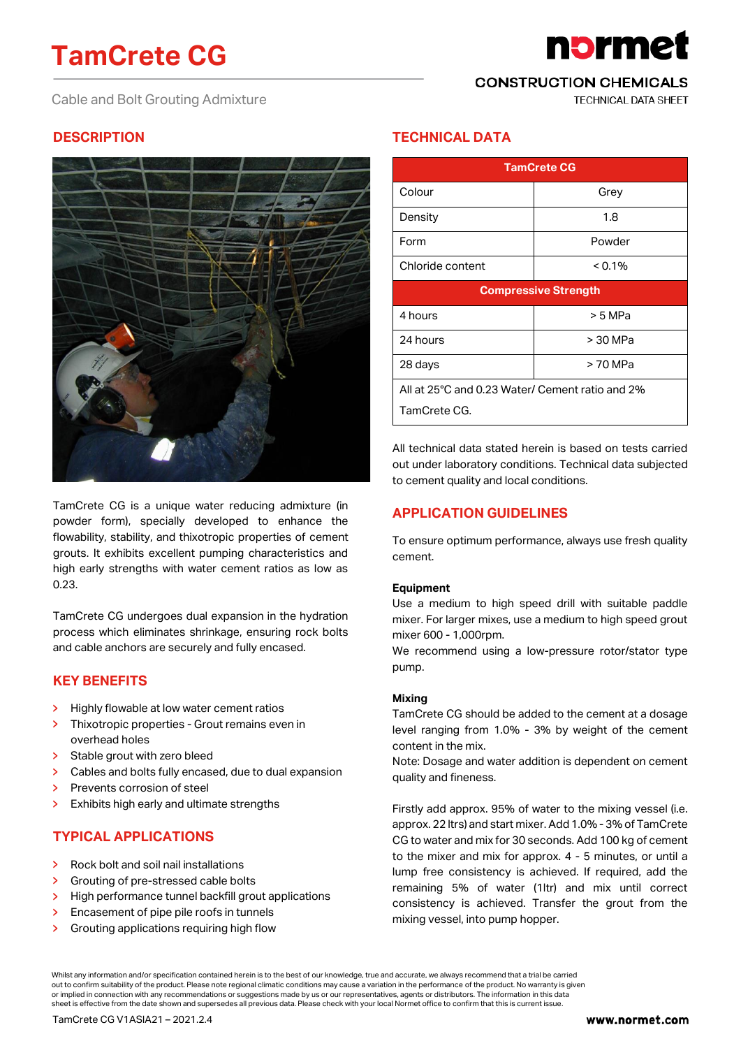# TamCrete CG

Cable and Bolt Grouting Admixture

normet
CONSTRUCTION CHEMICALS
TECHNICAL DATA SHEET

## DESCRIPTION

TamCrete CG is a unique water reducing admixture (in powder form), specially developed to enhance the flowability, stability, and thixotropic properties of cement grouts. It exhibits excellent pumping characteristics and high early strengths with water cement ratios as low as 0.23.

TamCrete CG undergoes dual expansion in the hydration process which eliminates shrinkage, ensuring rock bolts and cable anchors are securely and fully encased.

## KEY BENEFITS

- Highly flowable at low water cement ratios
- Thixotropic properties - Grout remains even in overhead holes
- Stable grout with zero bleed
- Cables and bolts fully encased, due to dual expansion
- Prevents corrosion of steel
- Exhibits high early and ultimate strengths

## TYPICAL APPLICATIONS

- Rock bolt and soil nail installations
- Grouting of pre-stressed cable bolts
- High performance tunnel backfill grout applications
- Encasement of pipe pile roofs in tunnels
- Grouting applications requiring high flow

## TECHNICAL DATA

| TamCrete CG | |
|---|---|
| Colour | Grey |
| Density | 1.8 |
| Form | Powder |
| Chloride content | < 0.1% |
| **Compressive Strength** | |
| 4 hours | > 5 MPa |
| 24 hours | > 30 MPa |
| 28 days | > 70 MPa |
| All at 25°C and 0.23 Water/ Cement ratio and 2% TamCrete CG. | |

All technical data stated herein is based on tests carried out under laboratory conditions. Technical data subjected to cement quality and local conditions.

## APPLICATION GUIDELINES

To ensure optimum performance, always use fresh quality cement.

**Equipment**

Use a medium to high speed drill with suitable paddle mixer. For larger mixes, use a medium to high speed grout mixer 600 - 1,000rpm.

We recommend using a low-pressure rotor/stator type pump.

**Mixing**

TamCrete CG should be added to the cement at a dosage level ranging from 1.0% - 3% by weight of the cement content in the mix.

Note: Dosage and water addition is dependent on cement quality and fineness.

Firstly add approx. 95% of water to the mixing vessel (i.e. approx. 22 ltrs) and start mixer. Add 1.0% - 3% of TamCrete CG to water and mix for 30 seconds. Add 100 kg of cement to the mixer and mix for approx. 4 - 5 minutes, or until a lump free consistency is achieved. If required, add the remaining 5% of water (1ltr) and mix until correct consistency is achieved. Transfer the grout from the mixing vessel, into pump hopper.

Whilst any information and/or specification contained herein is to the best of our knowledge, true and accurate, we always recommend that a trial be carried out to confirm suitability of the product. Please note regional climatic conditions may cause a variation in the performance of the product. No warranty is given or implied in connection with any recommendations or suggestions made by us or our representatives, agents or distributors. The information in this data sheet is effective from the date shown and supersedes all previous data. Please check with your local Normet office to confirm that this is current issue.

TamCrete CG V1ASIA21 – 2021.2.4

www.normet.com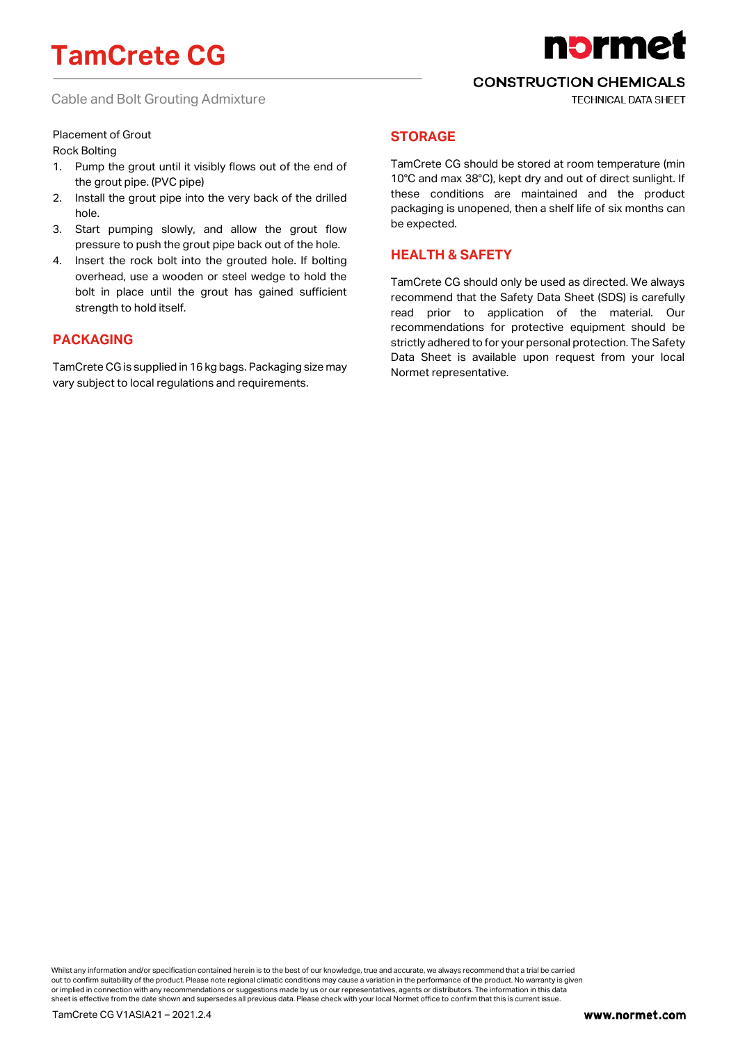Placement of Grout

Rock Bolting

1. Pump the grout until it visibly flows out of the end of the grout pipe. (PVC pipe)
2. Install the grout pipe into the very back of the drilled hole.
3. Start pumping slowly, and allow the grout flow pressure to push the grout pipe back out of the hole.
4. Insert the rock bolt into the grouted hole. If bolting overhead, use a wooden or steel wedge to hold the bolt in place until the grout has gained sufficient strength to hold itself.

## PACKAGING

TamCrete CG is supplied in 16 kg bags. Packaging size may vary subject to local regulations and requirements.

## STORAGE

TamCrete CG should be stored at room temperature (min 10°C and max 38°C), kept dry and out of direct sunlight. If these conditions are maintained and the product packaging is unopened, then a shelf life of six months can be expected.

## HEALTH & SAFETY

TamCrete CG should only be used as directed. We always recommend that the Safety Data Sheet (SDS) is carefully read prior to application of the material. Our recommendations for protective equipment should be strictly adhered to for your personal protection. The Safety Data Sheet is available upon request from your local Normet representative.

Whilst any information and/or specification contained herein is to the best of our knowledge, true and accurate, we always recommend that a trial be carried out to confirm suitability of the product. Please note regional climatic conditions may cause a variation in the performance of the product. No warranty is given or implied in connection with any recommendations or suggestions made by us or our representatives, agents or distributors. The information in this data sheet is effective from the date shown and supersedes all previous data. Please check with your local Normet office to confirm that this is current issue.

TamCrete CG V1ASIA21 – 2021.2.4